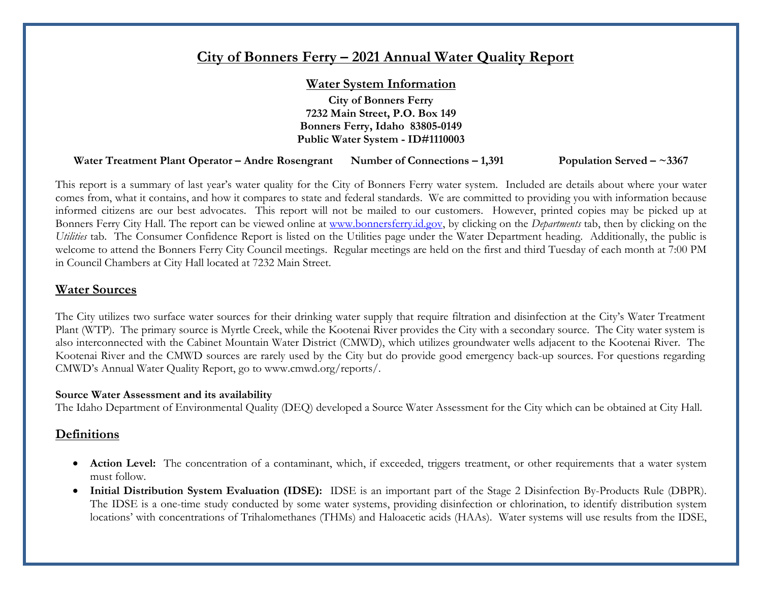# City of Bonners Ferry – 2021 Annual Water Quality Report

## Water System Information

**City of Bonners Ferry**
**7232 Main Street, P.O. Box 149**
**Bonners Ferry, Idaho 83805-0149**
**Public Water System - ID#1110003**

**Water Treatment Plant Operator – Andre Rosengrant** **Number of Connections – 1,391** **Population Served – ~3367**

This report is a summary of last year's water quality for the City of Bonners Ferry water system. Included are details about where your water comes from, what it contains, and how it compares to state and federal standards. We are committed to providing you with information because informed citizens are our best advocates. This report will not be mailed to our customers. However, printed copies may be picked up at Bonners Ferry City Hall. The report can be viewed online at [www.bonnersferry.id.gov](http://www.bonnersferry.id.gov), by clicking on the *Departments* tab, then by clicking on the *Utilities* tab. The Consumer Confidence Report is listed on the Utilities page under the Water Department heading. Additionally, the public is welcome to attend the Bonners Ferry City Council meetings. Regular meetings are held on the first and third Tuesday of each month at 7:00 PM in Council Chambers at City Hall located at 7232 Main Street.

## Water Sources

The City utilizes two surface water sources for their drinking water supply that require filtration and disinfection at the City's Water Treatment Plant (WTP). The primary source is Myrtle Creek, while the Kootenai River provides the City with a secondary source. The City water system is also interconnected with the Cabinet Mountain Water District (CMWD), which utilizes groundwater wells adjacent to the Kootenai River. The Kootenai River and the CMWD sources are rarely used by the City but do provide good emergency back-up sources. For questions regarding CMWD's Annual Water Quality Report, go to www.cmwd.org/reports/.

**Source Water Assessment and its availability**

The Idaho Department of Environmental Quality (DEQ) developed a Source Water Assessment for the City which can be obtained at City Hall.

## Definitions

- **Action Level:** The concentration of a contaminant, which, if exceeded, triggers treatment, or other requirements that a water system must follow.
- **Initial Distribution System Evaluation (IDSE):** IDSE is an important part of the Stage 2 Disinfection By-Products Rule (DBPR). The IDSE is a one-time study conducted by some water systems, providing disinfection or chlorination, to identify distribution system locations' with concentrations of Trihalomethanes (THMs) and Haloacetic acids (HAAs). Water systems will use results from the IDSE,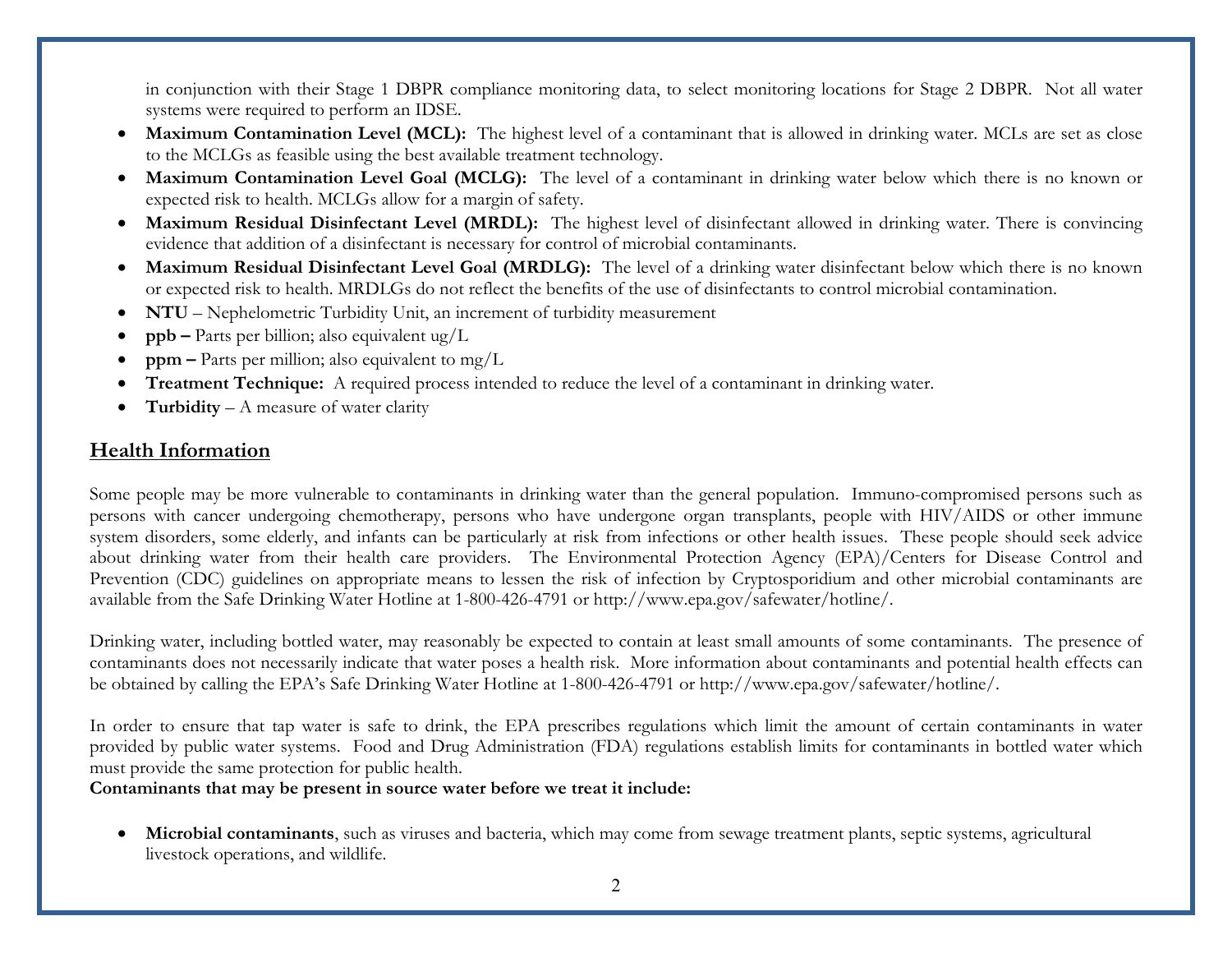in conjunction with their Stage 1 DBPR compliance monitoring data, to select monitoring locations for Stage 2 DBPR. Not all water systems were required to perform an IDSE.

- **Maximum Contamination Level (MCL):** The highest level of a contaminant that is allowed in drinking water. MCLs are set as close to the MCLGs as feasible using the best available treatment technology.
- **Maximum Contamination Level Goal (MCLG):** The level of a contaminant in drinking water below which there is no known or expected risk to health. MCLGs allow for a margin of safety.
- **Maximum Residual Disinfectant Level (MRDL):** The highest level of disinfectant allowed in drinking water. There is convincing evidence that addition of a disinfectant is necessary for control of microbial contaminants.
- **Maximum Residual Disinfectant Level Goal (MRDLG):** The level of a drinking water disinfectant below which there is no known or expected risk to health. MRDLGs do not reflect the benefits of the use of disinfectants to control microbial contamination.
- **NTU** – Nephelometric Turbidity Unit, an increment of turbidity measurement
- **ppb –** Parts per billion; also equivalent ug/L
- **ppm –** Parts per million; also equivalent to mg/L
- **Treatment Technique:** A required process intended to reduce the level of a contaminant in drinking water.
- **Turbidity** – A measure of water clarity

## Health Information

Some people may be more vulnerable to contaminants in drinking water than the general population. Immuno-compromised persons such as persons with cancer undergoing chemotherapy, persons who have undergone organ transplants, people with HIV/AIDS or other immune system disorders, some elderly, and infants can be particularly at risk from infections or other health issues. These people should seek advice about drinking water from their health care providers. The Environmental Protection Agency (EPA)/Centers for Disease Control and Prevention (CDC) guidelines on appropriate means to lessen the risk of infection by Cryptosporidium and other microbial contaminants are available from the Safe Drinking Water Hotline at 1-800-426-4791 or http://www.epa.gov/safewater/hotline/.

Drinking water, including bottled water, may reasonably be expected to contain at least small amounts of some contaminants. The presence of contaminants does not necessarily indicate that water poses a health risk. More information about contaminants and potential health effects can be obtained by calling the EPA's Safe Drinking Water Hotline at 1-800-426-4791 or http://www.epa.gov/safewater/hotline/.

In order to ensure that tap water is safe to drink, the EPA prescribes regulations which limit the amount of certain contaminants in water provided by public water systems. Food and Drug Administration (FDA) regulations establish limits for contaminants in bottled water which must provide the same protection for public health.

**Contaminants that may be present in source water before we treat it include:**

- **Microbial contaminants**, such as viruses and bacteria, which may come from sewage treatment plants, septic systems, agricultural livestock operations, and wildlife.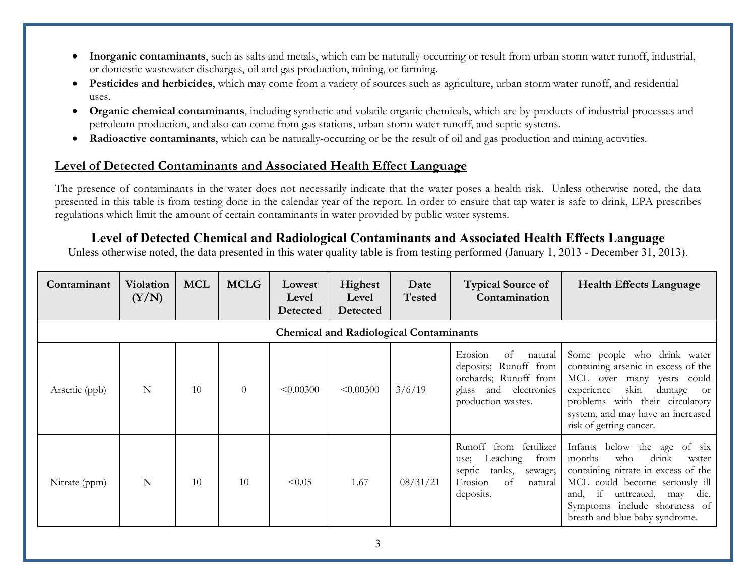- **Inorganic contaminants**, such as salts and metals, which can be naturally-occurring or result from urban storm water runoff, industrial, or domestic wastewater discharges, oil and gas production, mining, or farming.
- **Pesticides and herbicides**, which may come from a variety of sources such as agriculture, urban storm water runoff, and residential uses.
- **Organic chemical contaminants**, including synthetic and volatile organic chemicals, which are by-products of industrial processes and petroleum production, and also can come from gas stations, urban storm water runoff, and septic systems.
- **Radioactive contaminants**, which can be naturally-occurring or be the result of oil and gas production and mining activities.

## Level of Detected Contaminants and Associated Health Effect Language

The presence of contaminants in the water does not necessarily indicate that the water poses a health risk. Unless otherwise noted, the data presented in this table is from testing done in the calendar year of the report. In order to ensure that tap water is safe to drink, EPA prescribes regulations which limit the amount of certain contaminants in water provided by public water systems.

### Level of Detected Chemical and Radiological Contaminants and Associated Health Effects Language

Unless otherwise noted, the data presented in this water quality table is from testing performed (January 1, 2013 - December 31, 2013).

| Contaminant | Violation (Y/N) | MCL | MCLG | Lowest Level Detected | Highest Level Detected | Date Tested | Typical Source of Contamination | Health Effects Language |
|---|---|---|---|---|---|---|---|---|
| **Chemical and Radiological Contaminants** | | | | | | | | |
| Arsenic (ppb) | N | 10 | 0 | <0.00300 | <0.00300 | 3/6/19 | Erosion of natural deposits; Runoff from orchards; Runoff from glass and electronics production wastes. | Some people who drink water containing arsenic in excess of the MCL over many years could experience skin damage or problems with their circulatory system, and may have an increased risk of getting cancer. |
| Nitrate (ppm) | N | 10 | 10 | <0.05 | 1.67 | 08/31/21 | Runoff from fertilizer use; Leaching from septic tanks, sewage; Erosion of natural deposits. | Infants below the age of six months who drink water containing nitrate in excess of the MCL could become seriously ill and, if untreated, may die. Symptoms include shortness of breath and blue baby syndrome. |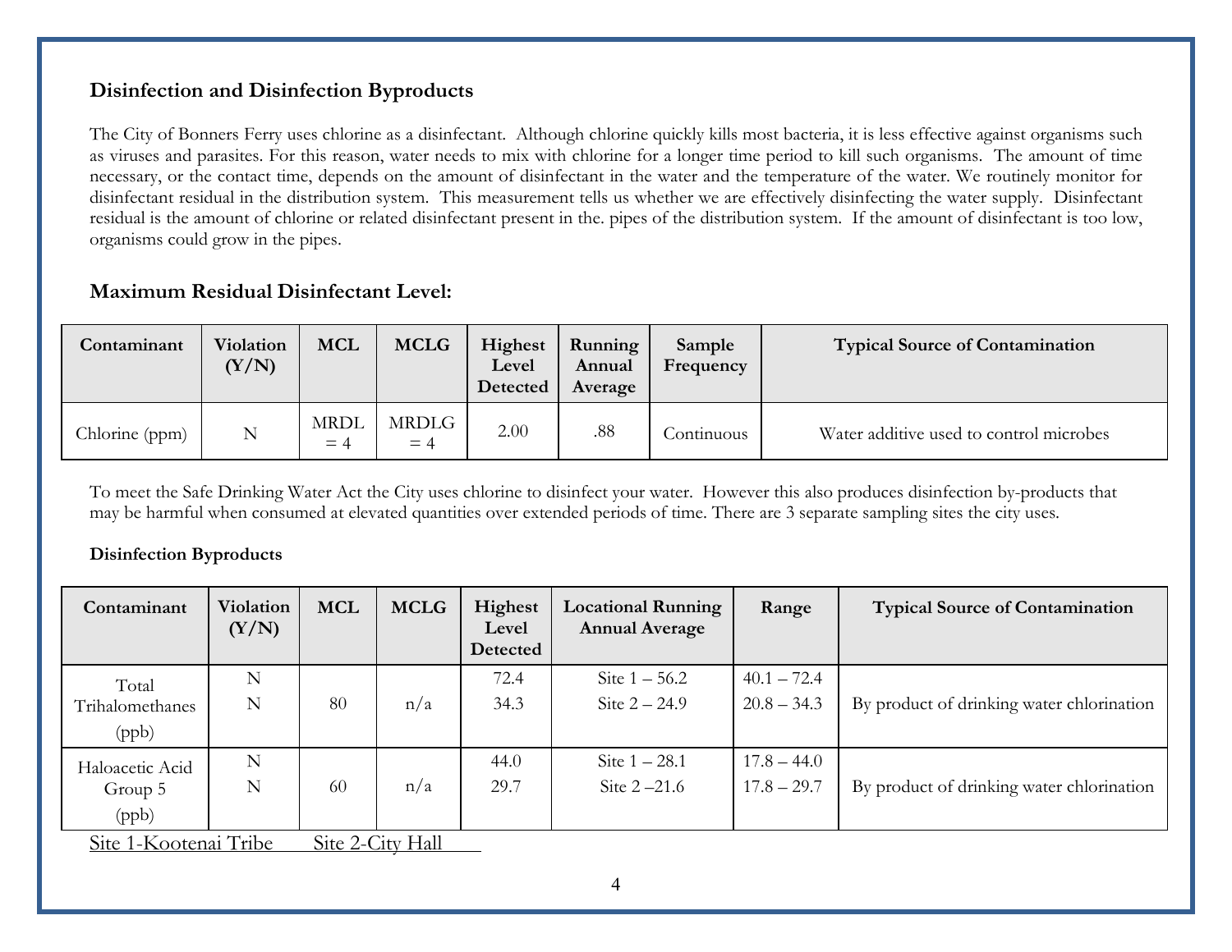## Disinfection and Disinfection Byproducts

The City of Bonners Ferry uses chlorine as a disinfectant. Although chlorine quickly kills most bacteria, it is less effective against organisms such as viruses and parasites. For this reason, water needs to mix with chlorine for a longer time period to kill such organisms. The amount of time necessary, or the contact time, depends on the amount of disinfectant in the water and the temperature of the water. We routinely monitor for disinfectant residual in the distribution system. This measurement tells us whether we are effectively disinfecting the water supply. Disinfectant residual is the amount of chlorine or related disinfectant present in the. pipes of the distribution system. If the amount of disinfectant is too low, organisms could grow in the pipes.

### Maximum Residual Disinfectant Level:

| Contaminant | Violation (Y/N) | MCL | MCLG | Highest Level Detected | Running Annual Average | Sample Frequency | Typical Source of Contamination |
|---|---|---|---|---|---|---|---|
| Chlorine (ppm) | N | MRDL = 4 | MRDLG = 4 | 2.00 | .88 | Continuous | Water additive used to control microbes |

To meet the Safe Drinking Water Act the City uses chlorine to disinfect your water. However this also produces disinfection by-products that may be harmful when consumed at elevated quantities over extended periods of time. There are 3 separate sampling sites the city uses.

**Disinfection Byproducts**

| Contaminant | Violation (Y/N) | MCL | MCLG | Highest Level Detected | Locational Running Annual Average | Range | Typical Source of Contamination |
|---|---|---|---|---|---|---|---|
| Total Trihalomethanes (ppb) | N<br>N | 80 | n/a | 72.4<br>34.3 | Site 1 – 56.2<br>Site 2 – 24.9 | 40.1 – 72.4<br>20.8 – 34.3 | By product of drinking water chlorination |
| Haloacetic Acid Group 5 (ppb) | N<br>N | 60 | n/a | 44.0<br>29.7 | Site 1 – 28.1<br>Site 2 –21.6 | 17.8 – 44.0<br>17.8 – 29.7 | By product of drinking water chlorination |

Site 1-Kootenai Tribe    Site 2-City Hall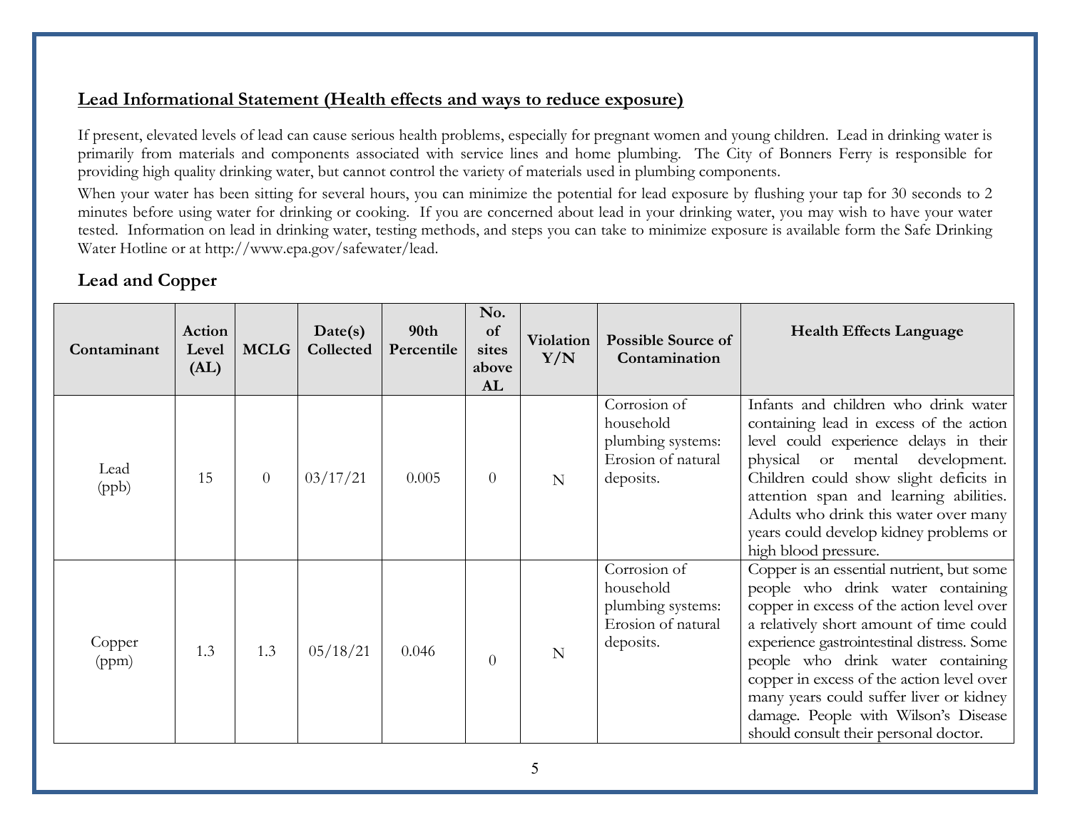## Lead Informational Statement (Health effects and ways to reduce exposure)

If present, elevated levels of lead can cause serious health problems, especially for pregnant women and young children. Lead in drinking water is primarily from materials and components associated with service lines and home plumbing. The City of Bonners Ferry is responsible for providing high quality drinking water, but cannot control the variety of materials used in plumbing components.

When your water has been sitting for several hours, you can minimize the potential for lead exposure by flushing your tap for 30 seconds to 2 minutes before using water for drinking or cooking. If you are concerned about lead in your drinking water, you may wish to have your water tested. Information on lead in drinking water, testing methods, and steps you can take to minimize exposure is available form the Safe Drinking Water Hotline or at http://www.epa.gov/safewater/lead.

### Lead and Copper

| Contaminant | Action Level (AL) | MCLG | Date(s) Collected | 90th Percentile | No. of sites above AL | Violation Y/N | Possible Source of Contamination | Health Effects Language |
|---|---|---|---|---|---|---|---|---|
| Lead (ppb) | 15 | 0 | 03/17/21 | 0.005 | 0 | N | Corrosion of household plumbing systems: Erosion of natural deposits. | Infants and children who drink water containing lead in excess of the action level could experience delays in their physical or mental development. Children could show slight deficits in attention span and learning abilities. Adults who drink this water over many years could develop kidney problems or high blood pressure. |
| Copper (ppm) | 1.3 | 1.3 | 05/18/21 | 0.046 | 0 | N | Corrosion of household plumbing systems: Erosion of natural deposits. | Copper is an essential nutrient, but some people who drink water containing copper in excess of the action level over a relatively short amount of time could experience gastrointestinal distress. Some people who drink water containing copper in excess of the action level over many years could suffer liver or kidney damage. People with Wilson's Disease should consult their personal doctor. |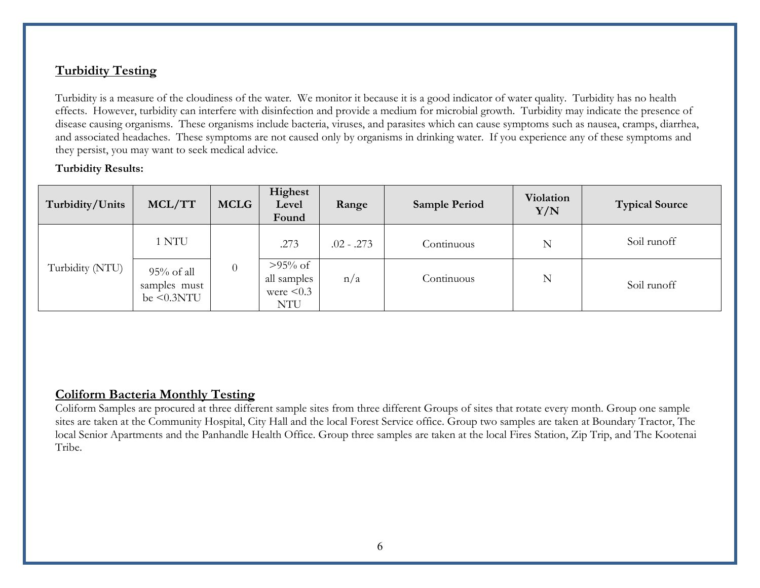## Turbidity Testing

Turbidity is a measure of the cloudiness of the water. We monitor it because it is a good indicator of water quality. Turbidity has no health effects. However, turbidity can interfere with disinfection and provide a medium for microbial growth. Turbidity may indicate the presence of disease causing organisms. These organisms include bacteria, viruses, and parasites which can cause symptoms such as nausea, cramps, diarrhea, and associated headaches. These symptoms are not caused only by organisms in drinking water. If you experience any of these symptoms and they persist, you may want to seek medical advice.

**Turbidity Results:**

| Turbidity/Units | MCL/TT | MCLG | Highest Level Found | Range | Sample Period | Violation Y/N | Typical Source |
|---|---|---|---|---|---|---|---|
| Turbidity (NTU) | 1 NTU | 0 | .273 | .02 - .273 | Continuous | N | Soil runoff |
| | 95% of all samples must be <0.3NTU | | >95% of all samples were <0.3 NTU | n/a | Continuous | N | Soil runoff |

## Coliform Bacteria Monthly Testing

Coliform Samples are procured at three different sample sites from three different Groups of sites that rotate every month. Group one sample sites are taken at the Community Hospital, City Hall and the local Forest Service office. Group two samples are taken at Boundary Tractor, The local Senior Apartments and the Panhandle Health Office. Group three samples are taken at the local Fires Station, Zip Trip, and The Kootenai Tribe.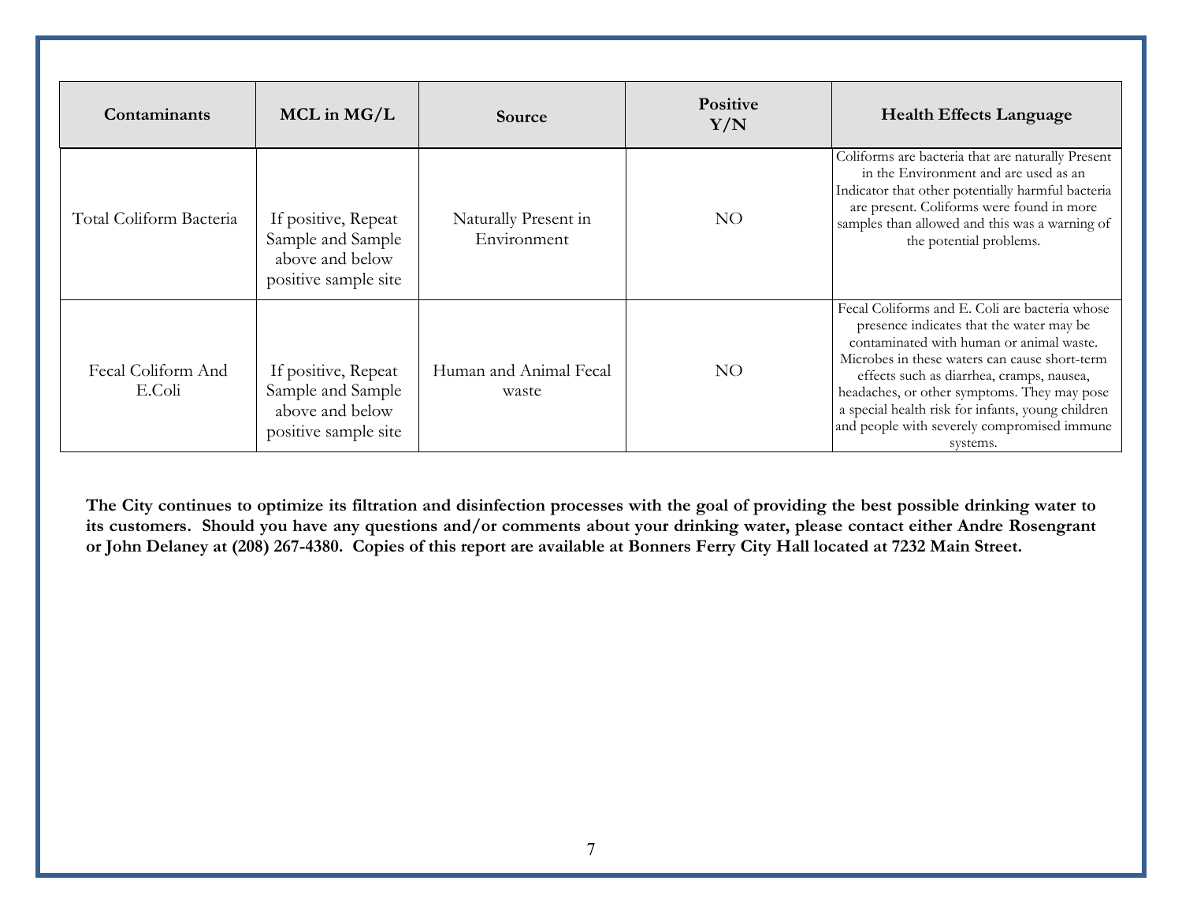| Contaminants | MCL in MG/L | Source | Positive Y/N | Health Effects Language |
|---|---|---|---|---|
| Total Coliform Bacteria | If positive, Repeat Sample and Sample above and below positive sample site | Naturally Present in Environment | NO | Coliforms are bacteria that are naturally Present in the Environment and are used as an Indicator that other potentially harmful bacteria are present. Coliforms were found in more samples than allowed and this was a warning of the potential problems. |
| Fecal Coliform And E.Coli | If positive, Repeat Sample and Sample above and below positive sample site | Human and Animal Fecal waste | NO | Fecal Coliforms and E. Coli are bacteria whose presence indicates that the water may be contaminated with human or animal waste. Microbes in these waters can cause short-term effects such as diarrhea, cramps, nausea, headaches, or other symptoms. They may pose a special health risk for infants, young children and people with severely compromised immune systems. |

**The City continues to optimize its filtration and disinfection processes with the goal of providing the best possible drinking water to its customers. Should you have any questions and/or comments about your drinking water, please contact either Andre Rosengrant or John Delaney at (208) 267-4380. Copies of this report are available at Bonners Ferry City Hall located at 7232 Main Street.**